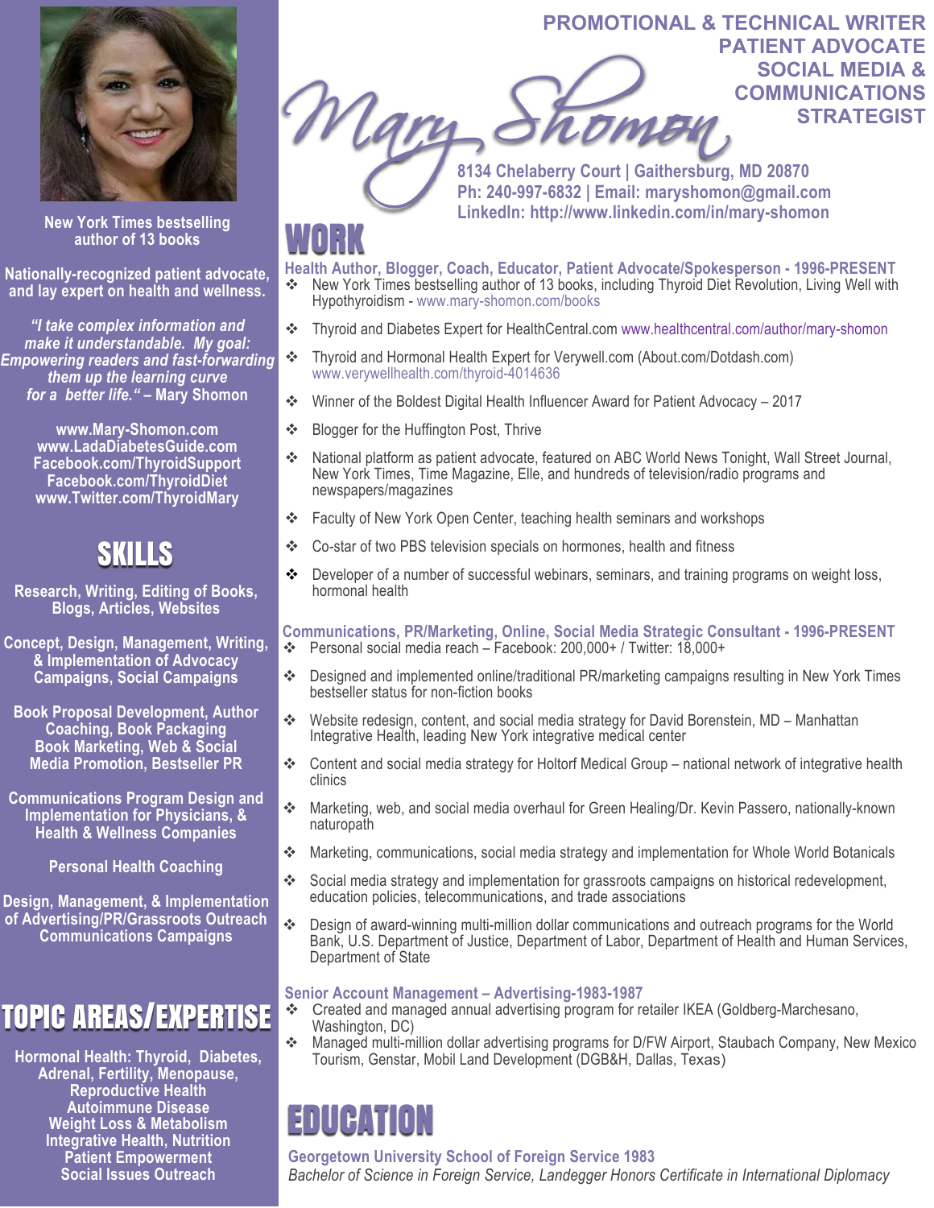# Mary Shomon

## PROMOTIONAL & TECHNICAL WRITER
## PATIENT ADVOCATE
## SOCIAL MEDIA & COMMUNICATIONS STRATEGIST

8134 Chelaberry Court | Gaithersburg, MD 20870
Ph: 240-997-6832 | Email: maryshomon@gmail.com
LinkedIn: http://www.linkedin.com/in/mary-shomon

**New York Times bestselling author of 13 books**

**Nationally-recognized patient advocate, and lay expert on health and wellness.**

***"I take complex information and make it understandable. My goal: Empowering readers and fast-forwarding them up the learning curve for a better life." – Mary Shomon***

**www.Mary-Shomon.com**
**www.LadaDiabetesGuide.com**
**Facebook.com/ThyroidSupport**
**Facebook.com/ThyroidDiet**
**www.Twitter.com/ThyroidMary**

## SKILLS

- Research, Writing, Editing of Books, Blogs, Articles, Websites
- Concept, Design, Management, Writing, & Implementation of Advocacy Campaigns, Social Campaigns
- Book Proposal Development, Author Coaching, Book Packaging Book Marketing, Web & Social Media Promotion, Bestseller PR
- Communications Program Design and Implementation for Physicians, & Health & Wellness Companies
- Personal Health Coaching
- Design, Management, & Implementation of Advertising/PR/Grassroots Outreach Communications Campaigns

## TOPIC AREAS/EXPERTISE

- Hormonal Health: Thyroid, Diabetes, Adrenal, Fertility, Menopause, Reproductive Health
- Autoimmune Disease
- Weight Loss & Metabolism
- Integrative Health, Nutrition
- Patient Empowerment
- Social Issues Outreach

## WORK

### Health Author, Blogger, Coach, Educator, Patient Advocate/Spokesperson - 1996-PRESENT

- New York Times bestselling author of 13 books, including Thyroid Diet Revolution, Living Well with Hypothyroidism - www.mary-shomon.com/books
- Thyroid and Diabetes Expert for HealthCentral.com www.healthcentral.com/author/mary-shomon
- Thyroid and Hormonal Health Expert for Verywell.com (About.com/Dotdash.com) www.verywellhealth.com/thyroid-4014636
- Winner of the Boldest Digital Health Influencer Award for Patient Advocacy – 2017
- Blogger for the Huffington Post, Thrive
- National platform as patient advocate, featured on ABC World News Tonight, Wall Street Journal, New York Times, Time Magazine, Elle, and hundreds of television/radio programs and newspapers/magazines
- Faculty of New York Open Center, teaching health seminars and workshops
- Co-star of two PBS television specials on hormones, health and fitness
- Developer of a number of successful webinars, seminars, and training programs on weight loss, hormonal health

### Communications, PR/Marketing, Online, Social Media Strategic Consultant - 1996-PRESENT

- Personal social media reach – Facebook: 200,000+ / Twitter: 18,000+
- Designed and implemented online/traditional PR/marketing campaigns resulting in New York Times bestseller status for non-fiction books
- Website redesign, content, and social media strategy for David Borenstein, MD – Manhattan Integrative Health, leading New York integrative medical center
- Content and social media strategy for Holtorf Medical Group – national network of integrative health clinics
- Marketing, web, and social media overhaul for Green Healing/Dr. Kevin Passero, nationally-known naturopath
- Marketing, communications, social media strategy and implementation for Whole World Botanicals
- Social media strategy and implementation for grassroots campaigns on historical redevelopment, education policies, telecommunications, and trade associations
- Design of award-winning multi-million dollar communications and outreach programs for the World Bank, U.S. Department of Justice, Department of Labor, Department of Health and Human Services, Department of State

### Senior Account Management – Advertising-1983-1987

- Created and managed annual advertising program for retailer IKEA (Goldberg-Marchesano, Washington, DC)
- Managed multi-million dollar advertising programs for D/FW Airport, Staubach Company, New Mexico Tourism, Genstar, Mobil Land Development (DGB&H, Dallas, Texas)

## EDUCATION

**Georgetown University School of Foreign Service 1983**
*Bachelor of Science in Foreign Service, Landegger Honors Certificate in International Diplomacy*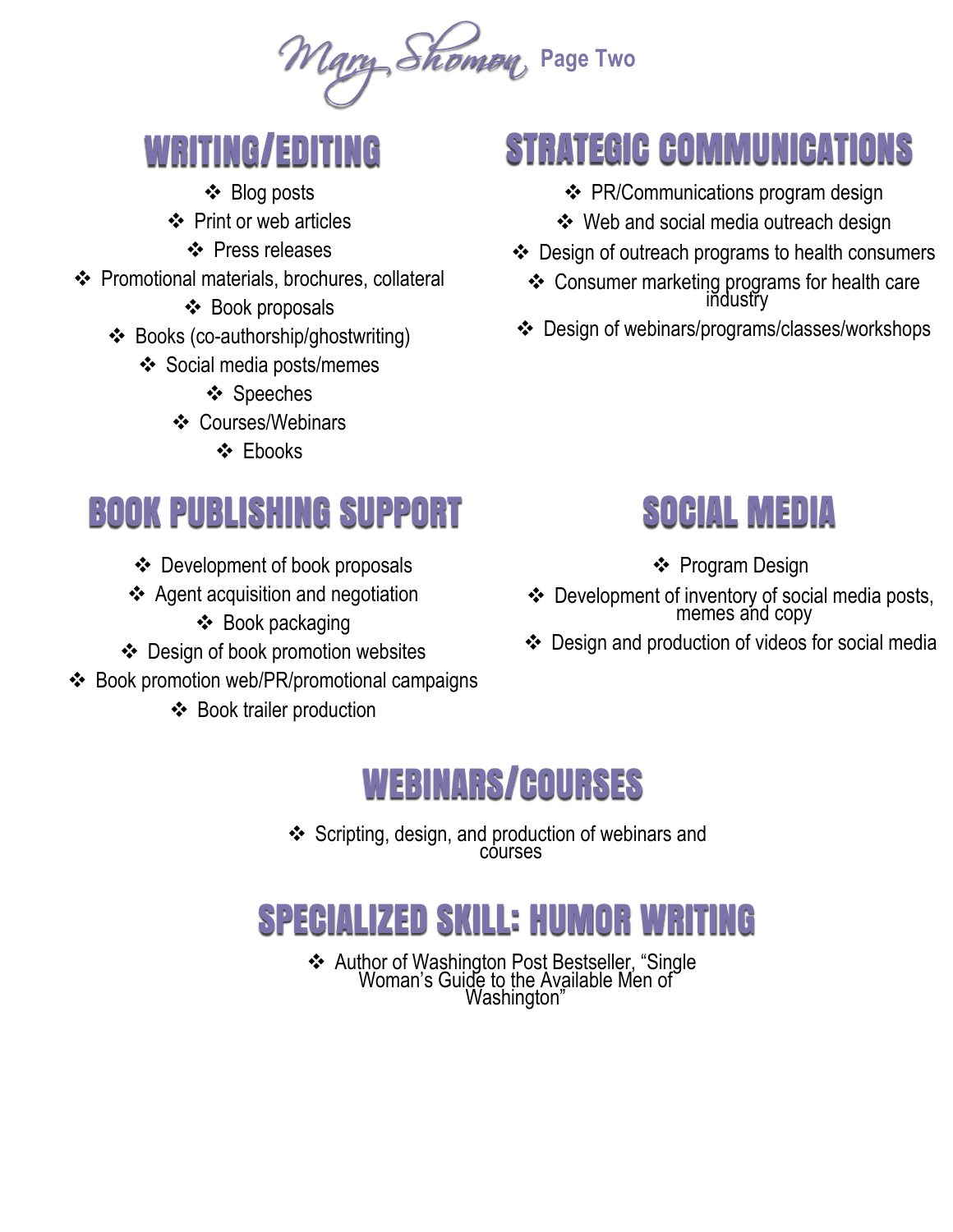## WRITING/EDITING

- Blog posts
- Print or web articles
- Press releases
- Promotional materials, brochures, collateral
- Book proposals
- Books (co-authorship/ghostwriting)
- Social media posts/memes
- Speeches
- Courses/Webinars
- Ebooks

## STRATEGIC COMMUNICATIONS

- PR/Communications program design
- Web and social media outreach design
- Design of outreach programs to health consumers
- Consumer marketing programs for health care industry
- Design of webinars/programs/classes/workshops

## BOOK PUBLISHING SUPPORT

- Development of book proposals
- Agent acquisition and negotiation
- Book packaging
- Design of book promotion websites
- Book promotion web/PR/promotional campaigns
- Book trailer production

## SOCIAL MEDIA

- Program Design
- Development of inventory of social media posts, memes and copy
- Design and production of videos for social media

## WEBINARS/COURSES

- Scripting, design, and production of webinars and courses

## SPECIALIZED SKILL: HUMOR WRITING

- Author of Washington Post Bestseller, "Single Woman's Guide to the Available Men of Washington"